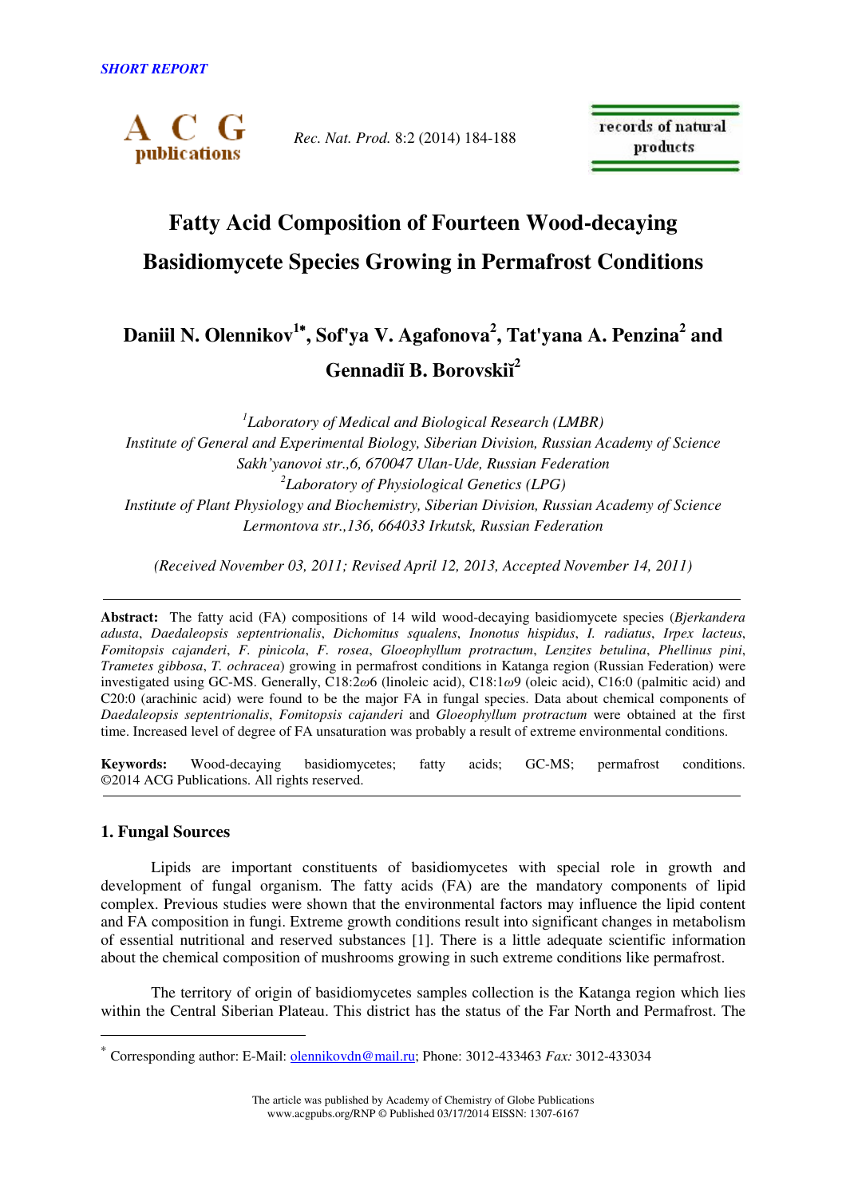SHORT REPORT

# Fatty Acid Composition of Fourteen Wood-decaying Basidiomycete Species Growing in Permafrost Conditions

**Daniil N. Olennikov[1*], Sof'ya V. Agafonova[2], Tat'yana A. Penzina[2] and Gennadiĭ B. Borovskiĭ[2]**

*[1]Laboratory of Medical and Biological Research (LMBR)*
*Institute of General and Experimental Biology, Siberian Division, Russian Academy of Science*
*Sakh'yanovoi str.,6, 670047 Ulan-Ude, Russian Federation*
*[2]Laboratory of Physiological Genetics (LPG)*
*Institute of Plant Physiology and Biochemistry, Siberian Division, Russian Academy of Science*
*Lermontova str.,136, 664033 Irkutsk, Russian Federation*

*(Received November 03, 2011; Revised April 12, 2013, Accepted November 14, 2011)*

---

**Abstract:** The fatty acid (FA) compositions of 14 wild wood-decaying basidiomycete species (*Bjerkandera adusta*, *Daedaleopsis septentrionalis*, *Dichomitus squalens*, *Inonotus hispidus*, *I. radiatus*, *Irpex lacteus*, *Fomitopsis cajanderi*, *F. pinicola*, *F. rosea*, *Gloeophyllum protractum*, *Lenzites betulina*, *Phellinus pini*, *Trametes gibbosa*, *T. ochracea*) growing in permafrost conditions in Katanga region (Russian Federation) were investigated using GC-MS. Generally, C18:2$\omega$6 (linoleic acid), C18:1$\omega$9 (oleic acid), C16:0 (palmitic acid) and C20:0 (arachinic acid) were found to be the major FA in fungal species. Data about chemical components of *Daedaleopsis septentrionalis*, *Fomitopsis cajanderi* and *Gloeophyllum protractum* were obtained at the first time. Increased level of degree of FA unsaturation was probably a result of extreme environmental conditions.

**Keywords:** Wood-decaying basidiomycetes; fatty acids; GC-MS; permafrost conditions. ©2014 ACG Publications. All rights reserved.

---

## 1. Fungal Sources

Lipids are important constituents of basidiomycetes with special role in growth and development of fungal organism. The fatty acids (FA) are the mandatory components of lipid complex. Previous studies were shown that the environmental factors may influence the lipid content and FA composition in fungi. Extreme growth conditions result into significant changes in metabolism of essential nutritional and reserved substances [1]. There is a little adequate scientific information about the chemical composition of mushrooms growing in such extreme conditions like permafrost.

The territory of origin of basidiomycetes samples collection is the Katanga region which lies within the Central Siberian Plateau. This district has the status of the Far North and Permafrost. The

---

[*] Corresponding author: E-Mail: olennikovdn@mail.ru; Phone: 3012-433463 *Fax:* 3012-433034

The article was published by Academy of Chemistry of Globe Publications
www.acgpubs.org/RNP © Published 03/17/2014 EISSN: 1307-6167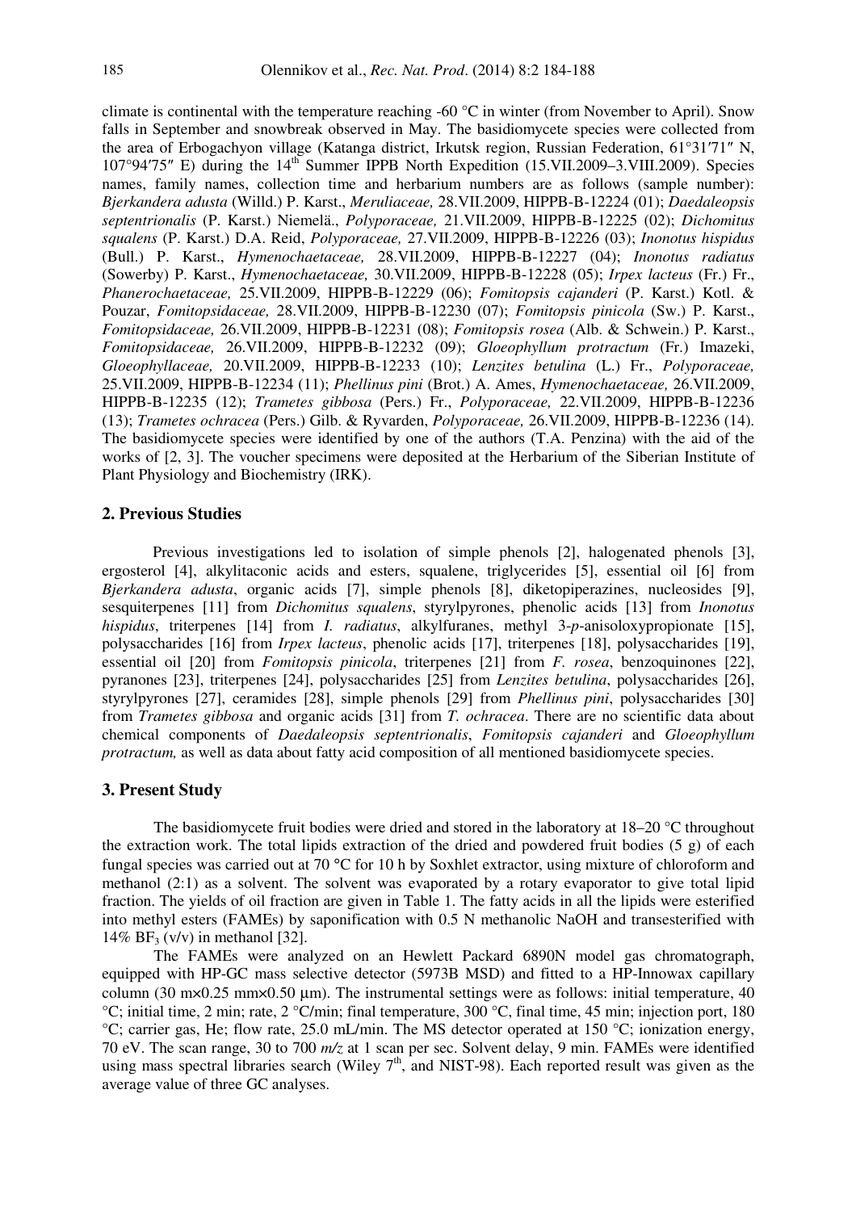climate is continental with the temperature reaching -60 °C in winter (from November to April). Snow falls in September and snowbreak observed in May. The basidiomycete species were collected from the area of Erbogachyon village (Katanga district, Irkutsk region, Russian Federation, 61°31′71″ N, 107°94′75″ E) during the 14[th] Summer IPPB North Expedition (15.VII.2009–3.VIII.2009). Species names, family names, collection time and herbarium numbers are as follows (sample number): *Bjerkandera adusta* (Willd.) P. Karst., *Meruliaceae,* 28.VII.2009, HIPPB-B-12224 (01); *Daedaleopsis septentrionalis* (P. Karst.) Niemelä., *Polyporaceae,* 21.VII.2009, HIPPB-B-12225 (02); *Dichomitus squalens* (P. Karst.) D.A. Reid, *Polyporaceae,* 27.VII.2009, HIPPB-B-12226 (03); *Inonotus hispidus* (Bull.) P. Karst., *Hymenochaetaceae,* 28.VII.2009, HIPPB-B-12227 (04); *Inonotus radiatus* (Sowerby) P. Karst., *Hymenochaetaceae,* 30.VII.2009, HIPPB-B-12228 (05); *Irpex lacteus* (Fr.) Fr., *Phanerochaetaceae,* 25.VII.2009, HIPPB-B-12229 (06); *Fomitopsis cajanderi* (P. Karst.) Kotl. & Pouzar, *Fomitopsidaceae,* 28.VII.2009, HIPPB-B-12230 (07); *Fomitopsis pinicola* (Sw.) P. Karst., *Fomitopsidaceae,* 26.VII.2009, HIPPB-B-12231 (08); *Fomitopsis rosea* (Alb. & Schwein.) P. Karst., *Fomitopsidaceae,* 26.VII.2009, HIPPB-B-12232 (09); *Gloeophyllum protractum* (Fr.) Imazeki, *Gloeophyllaceae,* 20.VII.2009, HIPPB-B-12233 (10); *Lenzites betulina* (L.) Fr., *Polyporaceae,* 25.VII.2009, HIPPB-B-12234 (11); *Phellinus pini* (Brot.) A. Ames, *Hymenochaetaceae,* 26.VII.2009, HIPPB-B-12235 (12); *Trametes gibbosa* (Pers.) Fr., *Polyporaceae,* 22.VII.2009, HIPPB-B-12236 (13); *Trametes ochracea* (Pers.) Gilb. & Ryvarden, *Polyporaceae,* 26.VII.2009, HIPPB-B-12236 (14). The basidiomycete species were identified by one of the authors (T.A. Penzina) with the aid of the works of [2, 3]. The voucher specimens were deposited at the Herbarium of the Siberian Institute of Plant Physiology and Biochemistry (IRK).

## 2. Previous Studies

Previous investigations led to isolation of simple phenols [2], halogenated phenols [3], ergosterol [4], alkylitaconic acids and esters, squalene, triglycerides [5], essential oil [6] from *Bjerkandera adusta*, organic acids [7], simple phenols [8], diketopiperazines, nucleosides [9], sesquiterpenes [11] from *Dichomitus squalens*, styrylpyrones, phenolic acids [13] from *Inonotus hispidus*, triterpenes [14] from *I. radiatus*, alkylfuranes, methyl 3-*p*-anisoloxypropionate [15], polysaccharides [16] from *Irpex lacteus*, phenolic acids [17], triterpenes [18], polysaccharides [19], essential oil [20] from *Fomitopsis pinicola*, triterpenes [21] from *F. rosea*, benzoquinones [22], pyranones [23], triterpenes [24], polysaccharides [25] from *Lenzites betulina*, polysaccharides [26], styrylpyrones [27], ceramides [28], simple phenols [29] from *Phellinus pini*, polysaccharides [30] from *Trametes gibbosa* and organic acids [31] from *T. ochracea*. There are no scientific data about chemical components of *Daedaleopsis septentrionalis*, *Fomitopsis cajanderi* and *Gloeophyllum protractum,* as well as data about fatty acid composition of all mentioned basidiomycete species.

## 3. Present Study

The basidiomycete fruit bodies were dried and stored in the laboratory at 18–20 °C throughout the extraction work. The total lipids extraction of the dried and powdered fruit bodies (5 g) of each fungal species was carried out at 70 °C for 10 h by Soxhlet extractor, using mixture of chloroform and methanol (2:1) as a solvent. The solvent was evaporated by a rotary evaporator to give total lipid fraction. The yields of oil fraction are given in Table 1. The fatty acids in all the lipids were esterified into methyl esters (FAMEs) by saponification with 0.5 N methanolic NaOH and transesterified with 14% $BF_3$ (v/v) in methanol [32].

The FAMEs were analyzed on an Hewlett Packard 6890N model gas chromatograph, equipped with HP-GC mass selective detector (5973B MSD) and fitted to a HP-Innowax capillary column (30 m×0.25 mm×0.50 µm). The instrumental settings were as follows: initial temperature, 40 °C; initial time, 2 min; rate, 2 °C/min; final temperature, 300 °C, final time, 45 min; injection port, 180 °C; carrier gas, He; flow rate, 25.0 mL/min. The MS detector operated at 150 °C; ionization energy, 70 eV. The scan range, 30 to 700 *m/z* at 1 scan per sec. Solvent delay, 9 min. FAMEs were identified using mass spectral libraries search (Wiley 7[th], and NIST-98). Each reported result was given as the average value of three GC analyses.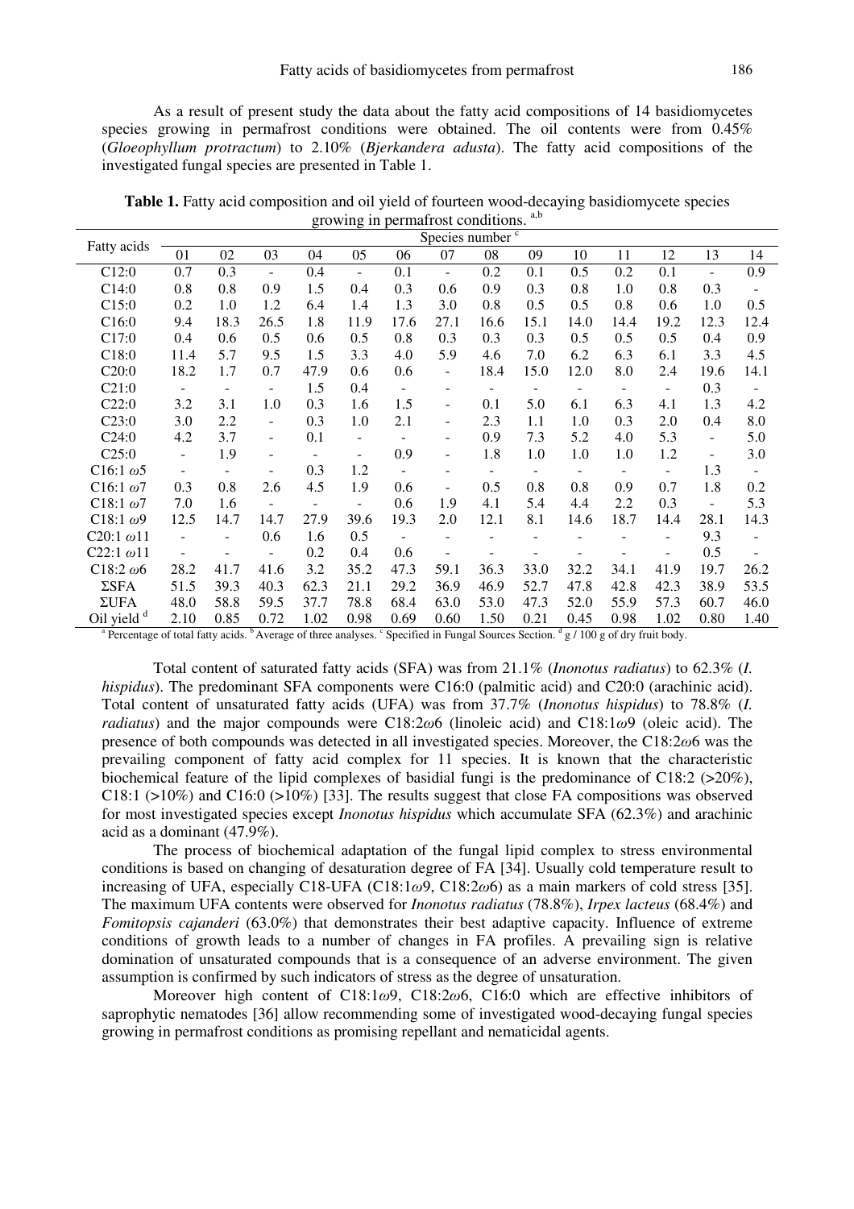As a result of present study the data about the fatty acid compositions of 14 basidiomycetes species growing in permafrost conditions were obtained. The oil contents were from 0.45% (*Gloeophyllum protractum*) to 2.10% (*Bjerkandera adusta*). The fatty acid compositions of the investigated fungal species are presented in Table 1.

**Table 1.** Fatty acid composition and oil yield of fourteen wood-decaying basidiomycete species growing in permafrost conditions. [a,b]

| Fatty acids | Species number [c] | | | | | | | | | | | | | |
|---|---|---|---|---|---|---|---|---|---|---|---|---|---|---|
| | 01 | 02 | 03 | 04 | 05 | 06 | 07 | 08 | 09 | 10 | 11 | 12 | 13 | 14 |
| C12:0 | 0.7 | 0.3 | - | 0.4 | - | 0.1 | - | 0.2 | 0.1 | 0.5 | 0.2 | 0.1 | - | 0.9 |
| C14:0 | 0.8 | 0.8 | 0.9 | 1.5 | 0.4 | 0.3 | 0.6 | 0.9 | 0.3 | 0.8 | 1.0 | 0.8 | 0.3 | - |
| C15:0 | 0.2 | 1.0 | 1.2 | 6.4 | 1.4 | 1.3 | 3.0 | 0.8 | 0.5 | 0.5 | 0.8 | 0.6 | 1.0 | 0.5 |
| C16:0 | 9.4 | 18.3 | 26.5 | 1.8 | 11.9 | 17.6 | 27.1 | 16.6 | 15.1 | 14.0 | 14.4 | 19.2 | 12.3 | 12.4 |
| C17:0 | 0.4 | 0.6 | 0.5 | 0.6 | 0.5 | 0.8 | 0.3 | 0.3 | 0.3 | 0.5 | 0.5 | 0.5 | 0.4 | 0.9 |
| C18:0 | 11.4 | 5.7 | 9.5 | 1.5 | 3.3 | 4.0 | 5.9 | 4.6 | 7.0 | 6.2 | 6.3 | 6.1 | 3.3 | 4.5 |
| C20:0 | 18.2 | 1.7 | 0.7 | 47.9 | 0.6 | 0.6 | - | 18.4 | 15.0 | 12.0 | 8.0 | 2.4 | 19.6 | 14.1 |
| C21:0 | - | - | - | 1.5 | 0.4 | - | - | - | - | - | - | - | 0.3 | - |
| C22:0 | 3.2 | 3.1 | 1.0 | 0.3 | 1.6 | 1.5 | - | 0.1 | 5.0 | 6.1 | 6.3 | 4.1 | 1.3 | 4.2 |
| C23:0 | 3.0 | 2.2 | - | 0.3 | 1.0 | 2.1 | - | 2.3 | 1.1 | 1.0 | 0.3 | 2.0 | 0.4 | 8.0 |
| C24:0 | 4.2 | 3.7 | - | 0.1 | - | - | - | 0.9 | 7.3 | 5.2 | 4.0 | 5.3 | - | 5.0 |
| C25:0 | - | 1.9 | - | - | - | 0.9 | - | 1.8 | 1.0 | 1.0 | 1.0 | 1.2 | - | 3.0 |
| C16:1 $\omega$5 | - | - | - | 0.3 | 1.2 | - | - | - | - | - | - | - | 1.3 | - |
| C16:1 $\omega$7 | 0.3 | 0.8 | 2.6 | 4.5 | 1.9 | 0.6 | - | 0.5 | 0.8 | 0.8 | 0.9 | 0.7 | 1.8 | 0.2 |
| C18:1 $\omega$7 | 7.0 | 1.6 | - | - | - | 0.6 | 1.9 | 4.1 | 5.4 | 4.4 | 2.2 | 0.3 | - | 5.3 |
| C18:1 $\omega$9 | 12.5 | 14.7 | 14.7 | 27.9 | 39.6 | 19.3 | 2.0 | 12.1 | 8.1 | 14.6 | 18.7 | 14.4 | 28.1 | 14.3 |
| C20:1 $\omega$11 | - | - | 0.6 | 1.6 | 0.5 | - | - | - | - | - | - | - | 9.3 | - |
| C22:1 $\omega$11 | - | - | - | 0.2 | 0.4 | 0.6 | - | - | - | - | - | - | 0.5 | - |
| C18:2 $\omega$6 | 28.2 | 41.7 | 41.6 | 3.2 | 35.2 | 47.3 | 59.1 | 36.3 | 33.0 | 32.2 | 34.1 | 41.9 | 19.7 | 26.2 |
| ΣSFA | 51.5 | 39.3 | 40.3 | 62.3 | 21.1 | 29.2 | 36.9 | 46.9 | 52.7 | 47.8 | 42.8 | 42.3 | 38.9 | 53.5 |
| ΣUFA | 48.0 | 58.8 | 59.5 | 37.7 | 78.8 | 68.4 | 63.0 | 53.0 | 47.3 | 52.0 | 55.9 | 57.3 | 60.7 | 46.0 |
| Oil yield [d] | 2.10 | 0.85 | 0.72 | 1.02 | 0.98 | 0.69 | 0.60 | 1.50 | 0.21 | 0.45 | 0.98 | 1.02 | 0.80 | 1.40 |

[a] Percentage of total fatty acids. [b] Average of three analyses. [c] Specified in Fungal Sources Section. [d] g / 100 g of dry fruit body.

Total content of saturated fatty acids (SFA) was from 21.1% (*Inonotus radiatus*) to 62.3% (*I. hispidus*). The predominant SFA components were C16:0 (palmitic acid) and C20:0 (arachinic acid). Total content of unsaturated fatty acids (UFA) was from 37.7% (*Inonotus hispidus*) to 78.8% (*I. radiatus*) and the major compounds were C18:2$\omega$6 (linoleic acid) and C18:1$\omega$9 (oleic acid). The presence of both compounds was detected in all investigated species. Moreover, the C18:2$\omega$6 was the prevailing component of fatty acid complex for 11 species. It is known that the characteristic biochemical feature of the lipid complexes of basidial fungi is the predominance of C18:2 (>20%), C18:1 (>10%) and C16:0 (>10%) [33]. The results suggest that close FA compositions was observed for most investigated species except *Inonotus hispidus* which accumulate SFA (62.3%) and arachinic acid as a dominant (47.9%).

The process of biochemical adaptation of the fungal lipid complex to stress environmental conditions is based on changing of desaturation degree of FA [34]. Usually cold temperature result to increasing of UFA, especially C18-UFA (C18:1$\omega$9, C18:2$\omega$6) as a main markers of cold stress [35]. The maximum UFA contents were observed for *Inonotus radiatus* (78.8%), *Irpex lacteus* (68.4%) and *Fomitopsis cajanderi* (63.0%) that demonstrates their best adaptive capacity. Influence of extreme conditions of growth leads to a number of changes in FA profiles. A prevailing sign is relative domination of unsaturated compounds that is a consequence of an adverse environment. The given assumption is confirmed by such indicators of stress as the degree of unsaturation.

Moreover high content of C18:1$\omega$9, C18:2$\omega$6, C16:0 which are effective inhibitors of saprophytic nematodes [36] allow recommending some of investigated wood-decaying fungal species growing in permafrost conditions as promising repellant and nematicidal agents.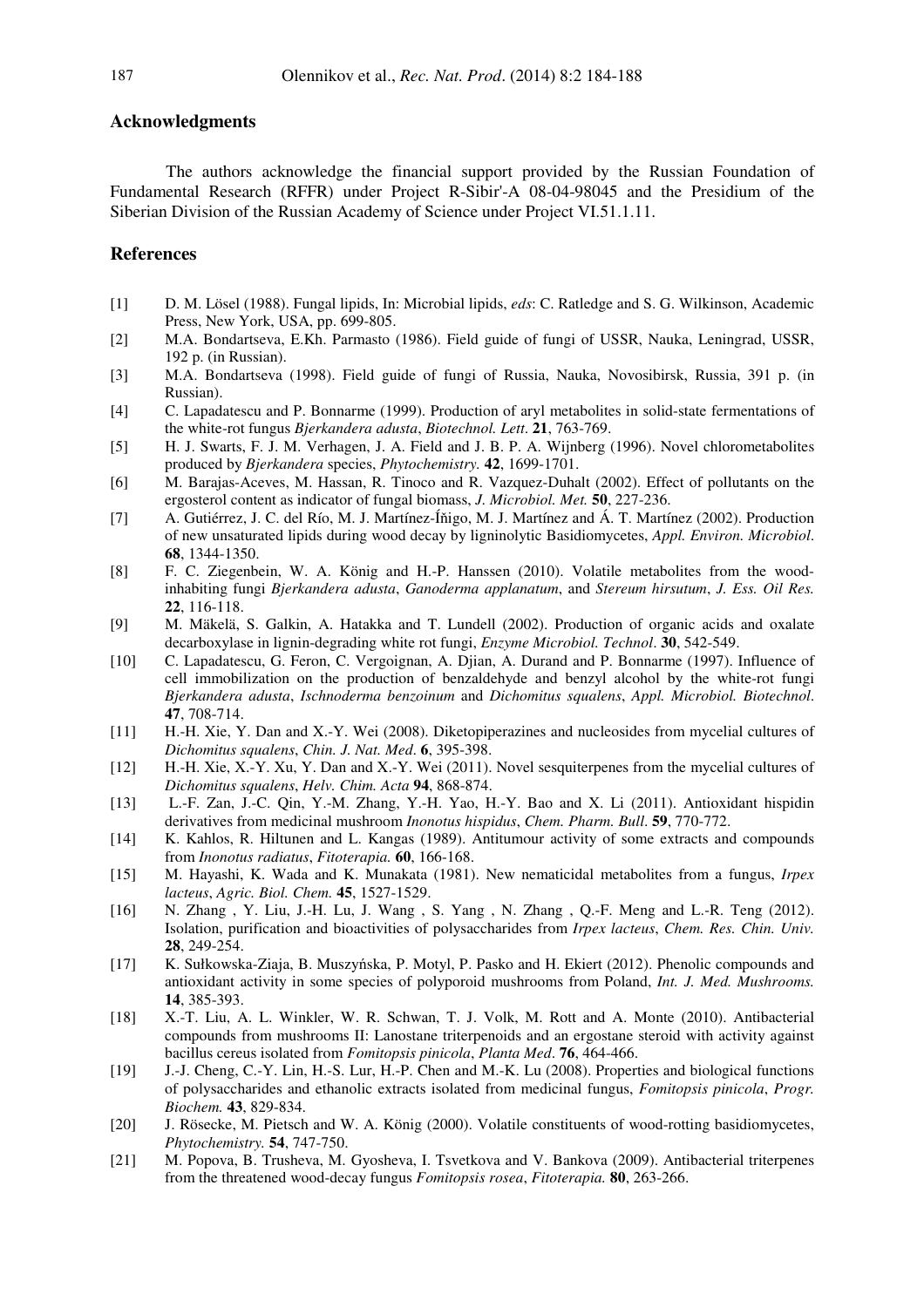## Acknowledgments

The authors acknowledge the financial support provided by the Russian Foundation of Fundamental Research (RFFR) under Project R-Sibir'-A 08-04-98045 and the Presidium of the Siberian Division of the Russian Academy of Science under Project VI.51.1.11.

## References

[1] D. M. Lösel (1988). Fungal lipids, In: Microbial lipids, *eds*: C. Ratledge and S. G. Wilkinson, Academic Press, New York, USA, pp. 699-805.

[2] M.A. Bondartseva, E.Kh. Parmasto (1986). Field guide of fungi of USSR, Nauka, Leningrad, USSR, 192 p. (in Russian).

[3] M.A. Bondartseva (1998). Field guide of fungi of Russia, Nauka, Novosibirsk, Russia, 391 p. (in Russian).

[4] C. Lapadatescu and P. Bonnarme (1999). Production of aryl metabolites in solid-state fermentations of the white-rot fungus *Bjerkandera adusta*, *Biotechnol. Lett*. **21**, 763-769.

[5] H. J. Swarts, F. J. M. Verhagen, J. A. Field and J. B. P. A. Wijnberg (1996). Novel chlorometabolites produced by *Bjerkandera* species, *Phytochemistry*. **42**, 1699-1701.

[6] M. Barajas-Aceves, M. Hassan, R. Tinoco and R. Vazquez-Duhalt (2002). Effect of pollutants on the ergosterol content as indicator of fungal biomass, *J. Microbiol. Met.* **50**, 227-236.

[7] A. Gutiérrez, J. C. del Río, M. J. Martínez-Íñigo, M. J. Martínez and Á. T. Martínez (2002). Production of new unsaturated lipids during wood decay by ligninolytic Basidiomycetes, *Appl. Environ. Microbiol*. **68**, 1344-1350.

[8] F. C. Ziegenbein, W. A. König and H.-P. Hanssen (2010). Volatile metabolites from the wood-inhabiting fungi *Bjerkandera adusta*, *Ganoderma applanatum*, and *Stereum hirsutum*, *J. Ess. Oil Res.* **22**, 116-118.

[9] M. Mäkelä, S. Galkin, A. Hatakka and T. Lundell (2002). Production of organic acids and oxalate decarboxylase in lignin-degrading white rot fungi, *Enzyme Microbiol. Technol*. **30**, 542-549.

[10] C. Lapadatescu, G. Feron, C. Vergoignan, A. Djian, A. Durand and P. Bonnarme (1997). Influence of cell immobilization on the production of benzaldehyde and benzyl alcohol by the white-rot fungi *Bjerkandera adusta*, *Ischnoderma benzoinum* and *Dichomitus squalens*, *Appl. Microbiol. Biotechnol*. **47**, 708-714.

[11] H.-H. Xie, Y. Dan and X.-Y. Wei (2008). Diketopiperazines and nucleosides from mycelial cultures of *Dichomitus squalens*, *Chin. J. Nat. Med*. **6**, 395-398.

[12] H.-H. Xie, X.-Y. Xu, Y. Dan and X.-Y. Wei (2011). Novel sesquiterpenes from the mycelial cultures of *Dichomitus squalens*, *Helv. Chim. Acta* **94**, 868-874.

[13] L.-F. Zan, J.-C. Qin, Y.-M. Zhang, Y.-H. Yao, H.-Y. Bao and X. Li (2011). Antioxidant hispidin derivatives from medicinal mushroom *Inonotus hispidus*, *Chem. Pharm. Bull*. **59**, 770-772.

[14] K. Kahlos, R. Hiltunen and L. Kangas (1989). Antitumour activity of some extracts and compounds from *Inonotus radiatus*, *Fitoterapia.* **60**, 166-168.

[15] M. Hayashi, K. Wada and K. Munakata (1981). New nematicidal metabolites from a fungus, *Irpex lacteus*, *Agric. Biol. Chem.* **45**, 1527-1529.

[16] N. Zhang , Y. Liu, J.-H. Lu, J. Wang , S. Yang , N. Zhang , Q.-F. Meng and L.-R. Teng (2012). Isolation, purification and bioactivities of polysaccharides from *Irpex lacteus*, *Chem. Res. Chin. Univ.* **28**, 249-254.

[17] K. Sułkowska-Ziaja, B. Muszyńska, P. Motyl, P. Pasko and H. Ekiert (2012). Phenolic compounds and antioxidant activity in some species of polyporoid mushrooms from Poland, *Int. J. Med. Mushrooms.* **14**, 385-393.

[18] X.-T. Liu, A. L. Winkler, W. R. Schwan, T. J. Volk, M. Rott and A. Monte (2010). Antibacterial compounds from mushrooms II: Lanostane triterpenoids and an ergostane steroid with activity against bacillus cereus isolated from *Fomitopsis pinicola*, *Planta Med*. **76**, 464-466.

[19] J.-J. Cheng, C.-Y. Lin, H.-S. Lur, H.-P. Chen and M.-K. Lu (2008). Properties and biological functions of polysaccharides and ethanolic extracts isolated from medicinal fungus, *Fomitopsis pinicola*, *Progr. Biochem.* **43**, 829-834.

[20] J. Rösecke, M. Pietsch and W. A. König (2000). Volatile constituents of wood-rotting basidiomycetes, *Phytochemistry.* **54**, 747-750.

[21] M. Popova, B. Trusheva, M. Gyosheva, I. Tsvetkova and V. Bankova (2009). Antibacterial triterpenes from the threatened wood-decay fungus *Fomitopsis rosea*, *Fitoterapia.* **80**, 263-266.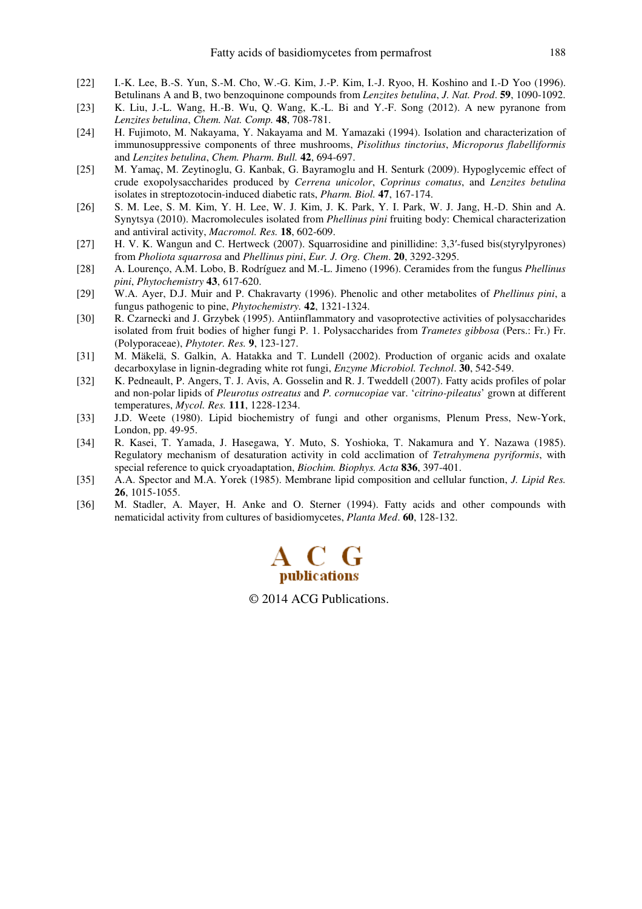[22] I.-K. Lee, B.-S. Yun, S.-M. Cho, W.-G. Kim, J.-P. Kim, I.-J. Ryoo, H. Koshino and I.-D Yoo (1996). Betulinans A and B, two benzoquinone compounds from *Lenzites betulina*, *J. Nat. Prod*. **59**, 1090-1092.

[23] K. Liu, J.-L. Wang, H.-B. Wu, Q. Wang, K.-L. Bi and Y.-F. Song (2012). A new pyranone from *Lenzites betulina*, *Chem. Nat. Comp.* **48**, 708-781.

[24] H. Fujimoto, M. Nakayama, Y. Nakayama and M. Yamazaki (1994). Isolation and characterization of immunosuppressive components of three mushrooms, *Pisolithus tinctorius*, *Microporus flabelliformis* and *Lenzites betulina*, *Chem. Pharm. Bull.* **42**, 694-697.

[25] M. Yamaç, M. Zeytinoglu, G. Kanbak, G. Bayramoglu and H. Senturk (2009). Hypoglycemic effect of crude exopolysaccharides produced by *Cerrena unicolor*, *Coprinus comatus*, and *Lenzites betulina* isolates in streptozotocin-induced diabetic rats, *Pharm. Biol.* **47**, 167-174.

[26] S. M. Lee, S. M. Kim, Y. H. Lee, W. J. Kim, J. K. Park, Y. I. Park, W. J. Jang, H.-D. Shin and A. Synytsya (2010). Macromolecules isolated from *Phellinus pini* fruiting body: Chemical characterization and antiviral activity, *Macromol. Res.* **18**, 602-609.

[27] H. V. K. Wangun and C. Hertweck (2007). Squarrosidine and pinillidine: 3,3′-fused bis(styrylpyrones) from *Pholiota squarrosa* and *Phellinus pini*, *Eur. J. Org. Chem*. **20**, 3292-3295.

[28] A. Lourenço, A.M. Lobo, B. Rodríguez and M.-L. Jimeno (1996). Ceramides from the fungus *Phellinus pini*, *Phytochemistry* **43**, 617-620.

[29] W.A. Ayer, D.J. Muir and P. Chakravarty (1996). Phenolic and other metabolites of *Phellinus pini*, a fungus pathogenic to pine, *Phytochemistry.* **42**, 1321-1324.

[30] R. Czarnecki and J. Grzybek (1995). Antiinflammatory and vasoprotective activities of polysaccharides isolated from fruit bodies of higher fungi P. 1. Polysaccharides from *Trametes gibbosa* (Pers.: Fr.) Fr. (Polyporaceae), *Phytoter. Res.* **9**, 123-127.

[31] M. Mäkelä, S. Galkin, A. Hatakka and T. Lundell (2002). Production of organic acids and oxalate decarboxylase in lignin-degrading white rot fungi, *Enzyme Microbiol. Technol*. **30**, 542-549.

[32] K. Pedneault, P. Angers, T. J. Avis, A. Gosselin and R. J. Tweddell (2007). Fatty acids profiles of polar and non-polar lipids of *Pleurotus ostreatus* and *P. cornucopiae* var. '*citrino-pileatus*' grown at different temperatures, *Mycol. Res.* **111**, 1228-1234.

[33] J.D. Weete (1980). Lipid biochemistry of fungi and other organisms, Plenum Press, New-York, London, pp. 49-95.

[34] R. Kasei, T. Yamada, J. Hasegawa, Y. Muto, S. Yoshioka, T. Nakamura and Y. Nazawa (1985). Regulatory mechanism of desaturation activity in cold acclimation of *Tetrahymena pyriformis*, with special reference to quick cryoadaptation, *Biochim. Biophys. Acta* **836**, 397-401.

[35] A.A. Spector and M.A. Yorek (1985). Membrane lipid composition and cellular function, *J. Lipid Res.* **26**, 1015-1055.

[36] M. Stadler, A. Mayer, H. Anke and O. Sterner (1994). Fatty acids and other compounds with nematicidal activity from cultures of basidiomycetes, *Planta Med*. **60**, 128-132.

A C G publications

© 2014 ACG Publications.